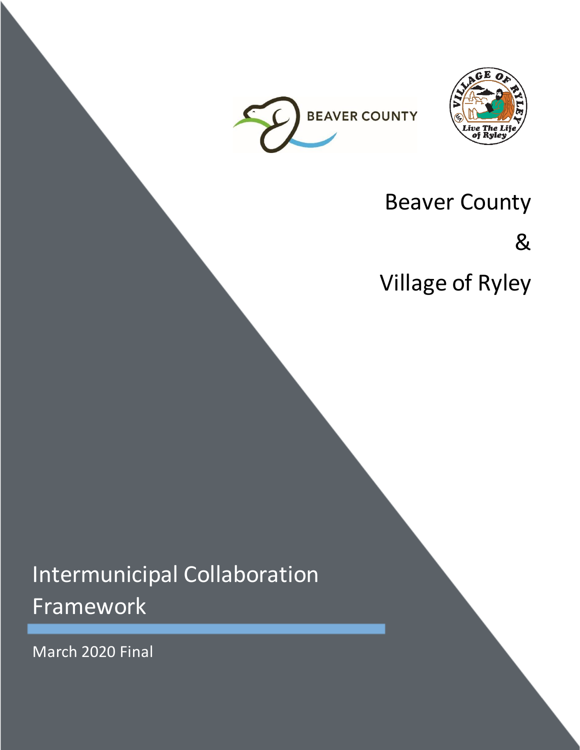Beaver County

&

Village of Ryley

# Intermunicipal Collaboration Framework

March 2020 Final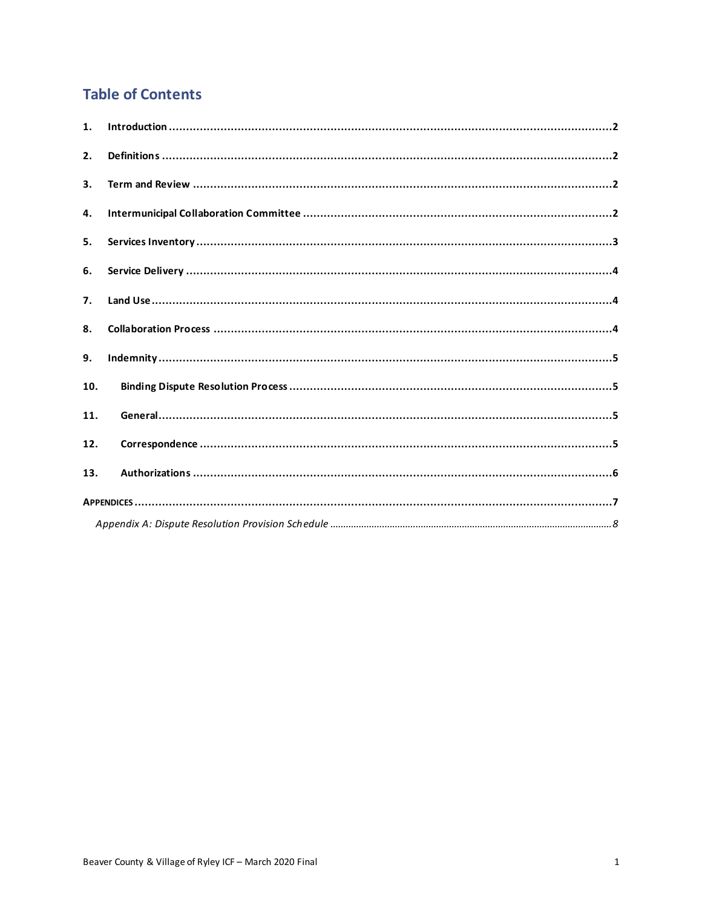# Table of Contents

1. **Introduction** .......... 2
2. **Definitions** .......... 2
3. **Term and Review** .......... 2
4. **Intermunicipal Collaboration Committee** .......... 2
5. **Services Inventory** .......... 3
6. **Service Delivery** .......... 4
7. **Land Use** .......... 4
8. **Collaboration Process** .......... 4
9. **Indemnity** .......... 5
10. **Binding Dispute Resolution Process** .......... 5
11. **General** .......... 5
12. **Correspondence** .......... 5
13. **Authorizations** .......... 6

**APPENDICES** .......... 7

*Appendix A: Dispute Resolution Provision Schedule* .......... 8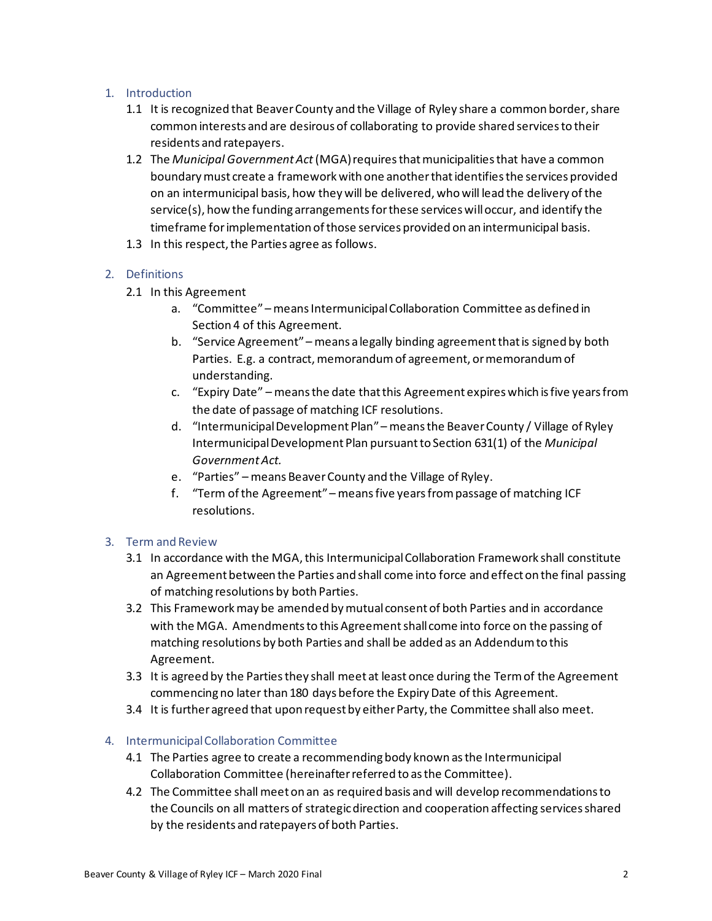## 1. Introduction

1.1 It is recognized that Beaver County and the Village of Ryley share a common border, share common interests and are desirous of collaborating to provide shared services to their residents and ratepayers.

1.2 The *Municipal Government Act* (MGA) requires that municipalities that have a common boundary must create a framework with one another that identifies the services provided on an intermunicipal basis, how they will be delivered, who will lead the delivery of the service(s), how the funding arrangements for these services will occur, and identify the timeframe for implementation of those services provided on an intermunicipal basis.

1.3 In this respect, the Parties agree as follows.

## 2. Definitions

2.1 In this Agreement

a. "Committee" – means Intermunicipal Collaboration Committee as defined in Section 4 of this Agreement.

b. "Service Agreement" – means a legally binding agreement that is signed by both Parties. E.g. a contract, memorandum of agreement, or memorandum of understanding.

c. "Expiry Date" – means the date that this Agreement expires which is five years from the date of passage of matching ICF resolutions.

d. "Intermunicipal Development Plan" – means the Beaver County / Village of Ryley Intermunicipal Development Plan pursuant to Section 631(1) of the *Municipal Government Act.*

e. "Parties" – means Beaver County and the Village of Ryley.

f. "Term of the Agreement" – means five years from passage of matching ICF resolutions.

## 3. Term and Review

3.1 In accordance with the MGA, this Intermunicipal Collaboration Framework shall constitute an Agreement between the Parties and shall come into force and effect on the final passing of matching resolutions by both Parties.

3.2 This Framework may be amended by mutual consent of both Parties and in accordance with the MGA. Amendments to this Agreement shall come into force on the passing of matching resolutions by both Parties and shall be added as an Addendum to this Agreement.

3.3 It is agreed by the Parties they shall meet at least once during the Term of the Agreement commencing no later than 180 days before the Expiry Date of this Agreement.

3.4 It is further agreed that upon request by either Party, the Committee shall also meet.

## 4. Intermunicipal Collaboration Committee

4.1 The Parties agree to create a recommending body known as the Intermunicipal Collaboration Committee (hereinafter referred to as the Committee).

4.2 The Committee shall meet on an as required basis and will develop recommendations to the Councils on all matters of strategic direction and cooperation affecting services shared by the residents and ratepayers of both Parties.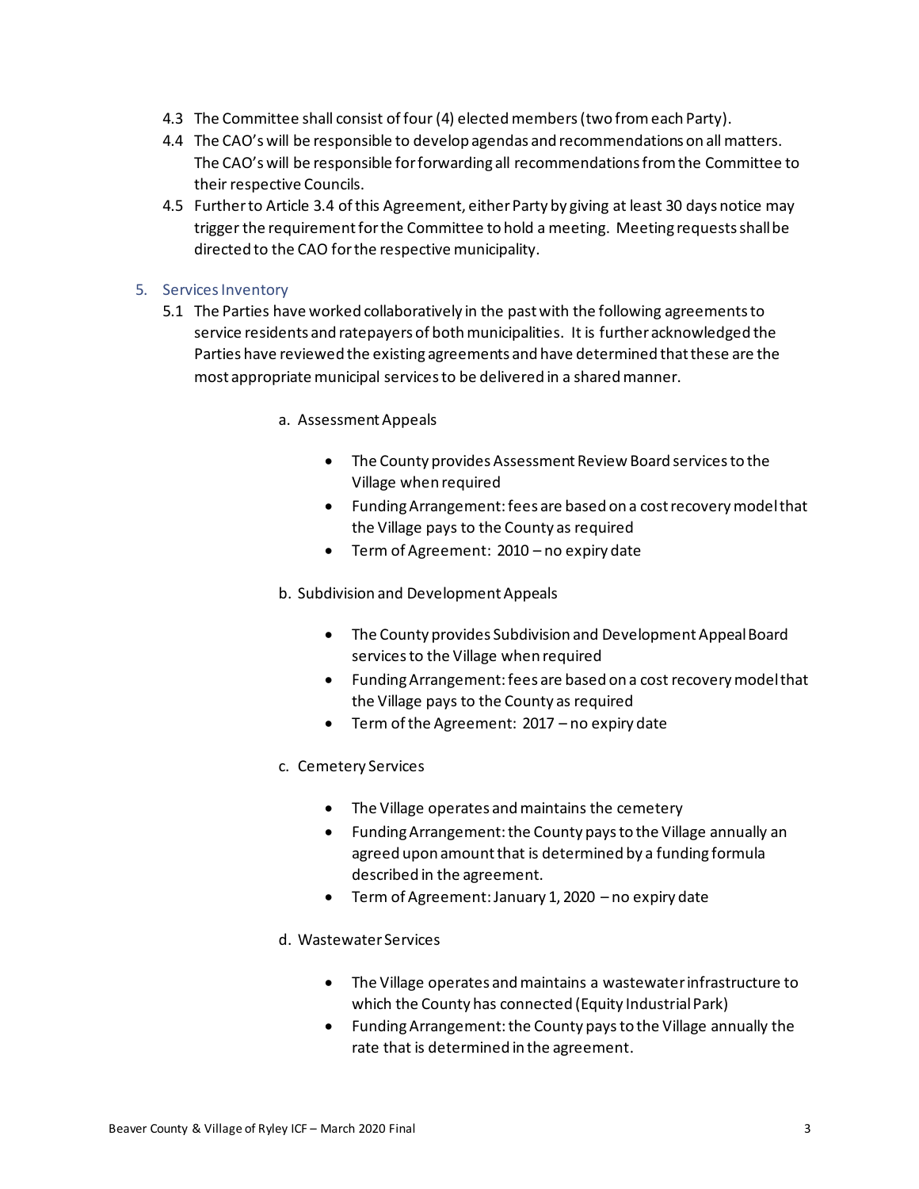4.3 The Committee shall consist of four (4) elected members (two from each Party).

4.4 The CAO's will be responsible to develop agendas and recommendations on all matters. The CAO's will be responsible for forwarding all recommendations from the Committee to their respective Councils.

4.5 Further to Article 3.4 of this Agreement, either Party by giving at least 30 days notice may trigger the requirement for the Committee to hold a meeting. Meeting requests shall be directed to the CAO for the respective municipality.

## 5. Services Inventory

5.1 The Parties have worked collaboratively in the past with the following agreements to service residents and ratepayers of both municipalities. It is further acknowledged the Parties have reviewed the existing agreements and have determined that these are the most appropriate municipal services to be delivered in a shared manner.

a. Assessment Appeals

- The County provides Assessment Review Board services to the Village when required
- Funding Arrangement: fees are based on a cost recovery model that the Village pays to the County as required
- Term of Agreement: 2010 – no expiry date

b. Subdivision and Development Appeals

- The County provides Subdivision and Development Appeal Board services to the Village when required
- Funding Arrangement: fees are based on a cost recovery model that the Village pays to the County as required
- Term of the Agreement: 2017 – no expiry date

c. Cemetery Services

- The Village operates and maintains the cemetery
- Funding Arrangement: the County pays to the Village annually an agreed upon amount that is determined by a funding formula described in the agreement.
- Term of Agreement: January 1, 2020 – no expiry date

d. Wastewater Services

- The Village operates and maintains a wastewater infrastructure to which the County has connected (Equity Industrial Park)
- Funding Arrangement: the County pays to the Village annually the rate that is determined in the agreement.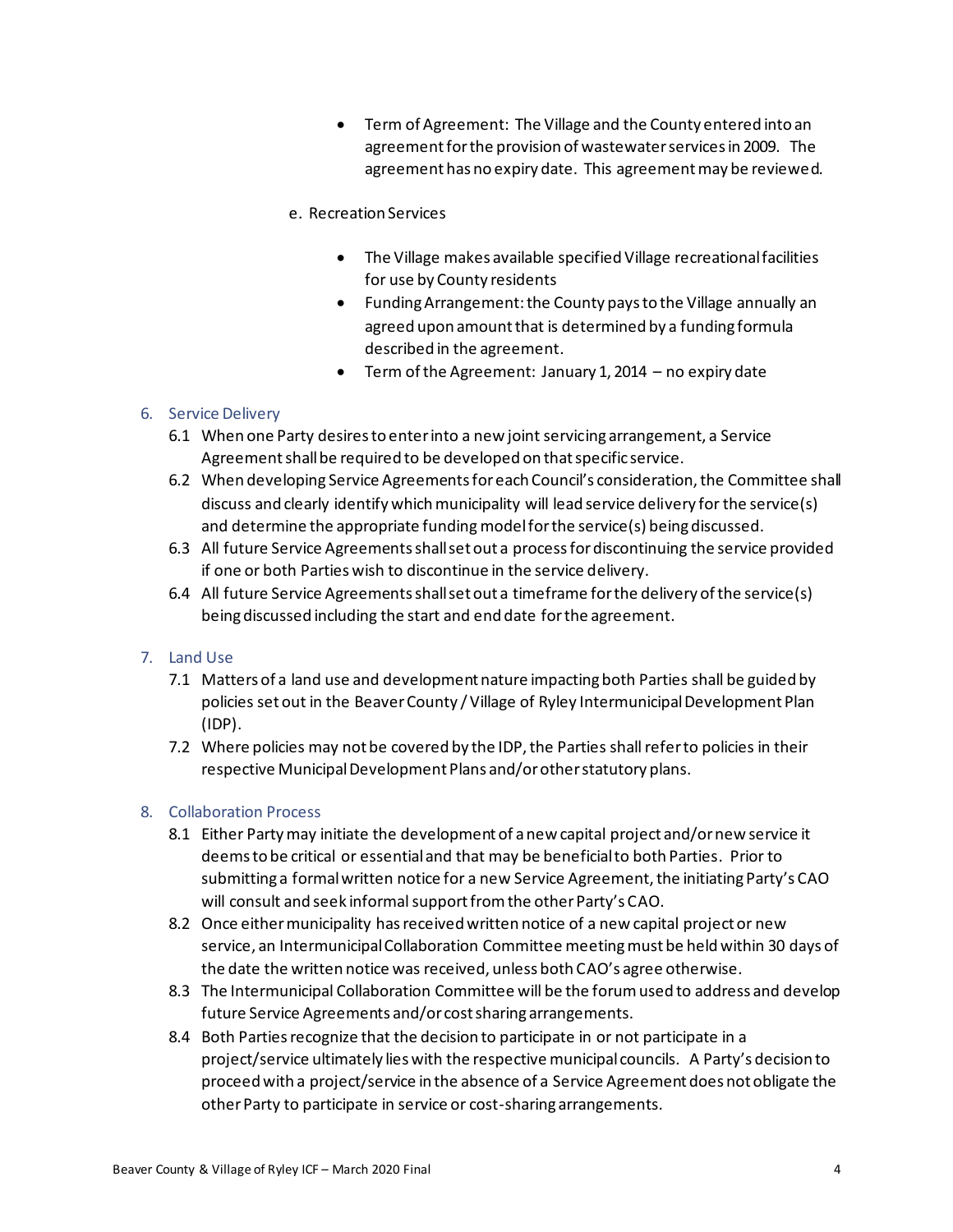- Term of Agreement: The Village and the County entered into an agreement for the provision of wastewater services in 2009. The agreement has no expiry date. This agreement may be reviewed.

e. Recreation Services

- The Village makes available specified Village recreational facilities for use by County residents
- Funding Arrangement: the County pays to the Village annually an agreed upon amount that is determined by a funding formula described in the agreement.
- Term of the Agreement: January 1, 2014 – no expiry date

## 6. Service Delivery

6.1 When one Party desires to enter into a new joint servicing arrangement, a Service Agreement shall be required to be developed on that specific service.

6.2 When developing Service Agreements for each Council's consideration, the Committee shall discuss and clearly identify which municipality will lead service delivery for the service(s) and determine the appropriate funding model for the service(s) being discussed.

6.3 All future Service Agreements shall set out a process for discontinuing the service provided if one or both Parties wish to discontinue in the service delivery.

6.4 All future Service Agreements shall set out a timeframe for the delivery of the service(s) being discussed including the start and end date for the agreement.

## 7. Land Use

7.1 Matters of a land use and development nature impacting both Parties shall be guided by policies set out in the Beaver County / Village of Ryley Intermunicipal Development Plan (IDP).

7.2 Where policies may not be covered by the IDP, the Parties shall refer to policies in their respective Municipal Development Plans and/or other statutory plans.

## 8. Collaboration Process

8.1 Either Party may initiate the development of a new capital project and/or new service it deems to be critical or essential and that may be beneficial to both Parties. Prior to submitting a formal written notice for a new Service Agreement, the initiating Party's CAO will consult and seek informal support from the other Party's CAO.

8.2 Once either municipality has received written notice of a new capital project or new service, an Intermunicipal Collaboration Committee meeting must be held within 30 days of the date the written notice was received, unless both CAO's agree otherwise.

8.3 The Intermunicipal Collaboration Committee will be the forum used to address and develop future Service Agreements and/or cost sharing arrangements.

8.4 Both Parties recognize that the decision to participate in or not participate in a project/service ultimately lies with the respective municipal councils. A Party's decision to proceed with a project/service in the absence of a Service Agreement does not obligate the other Party to participate in service or cost-sharing arrangements.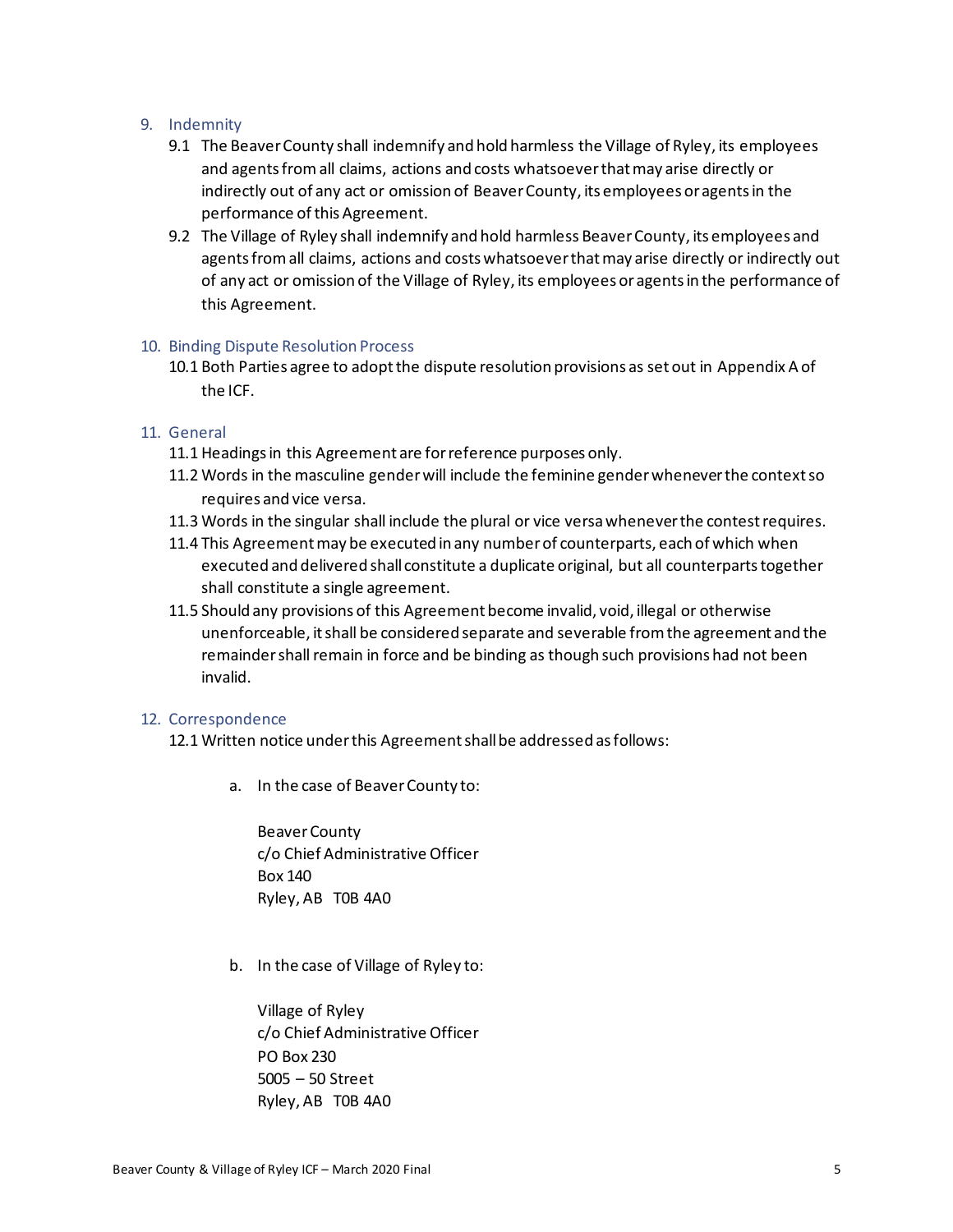## 9. Indemnity

9.1 The Beaver County shall indemnify and hold harmless the Village of Ryley, its employees and agents from all claims, actions and costs whatsoever that may arise directly or indirectly out of any act or omission of Beaver County, its employees or agents in the performance of this Agreement.

9.2 The Village of Ryley shall indemnify and hold harmless Beaver County, its employees and agents from all claims, actions and costs whatsoever that may arise directly or indirectly out of any act or omission of the Village of Ryley, its employees or agents in the performance of this Agreement.

## 10. Binding Dispute Resolution Process

10.1 Both Parties agree to adopt the dispute resolution provisions as set out in Appendix A of the ICF.

## 11. General

11.1 Headings in this Agreement are for reference purposes only.

11.2 Words in the masculine gender will include the feminine gender whenever the context so requires and vice versa.

11.3 Words in the singular shall include the plural or vice versa whenever the contest requires.

11.4 This Agreement may be executed in any number of counterparts, each of which when executed and delivered shall constitute a duplicate original, but all counterparts together shall constitute a single agreement.

11.5 Should any provisions of this Agreement become invalid, void, illegal or otherwise unenforceable, it shall be considered separate and severable from the agreement and the remainder shall remain in force and be binding as though such provisions had not been invalid.

## 12. Correspondence

12.1 Written notice under this Agreement shall be addressed as follows:

a. In the case of Beaver County to:

Beaver County
c/o Chief Administrative Officer
Box 140
Ryley, AB T0B 4A0

b. In the case of Village of Ryley to:

Village of Ryley
c/o Chief Administrative Officer
PO Box 230
5005 – 50 Street
Ryley, AB T0B 4A0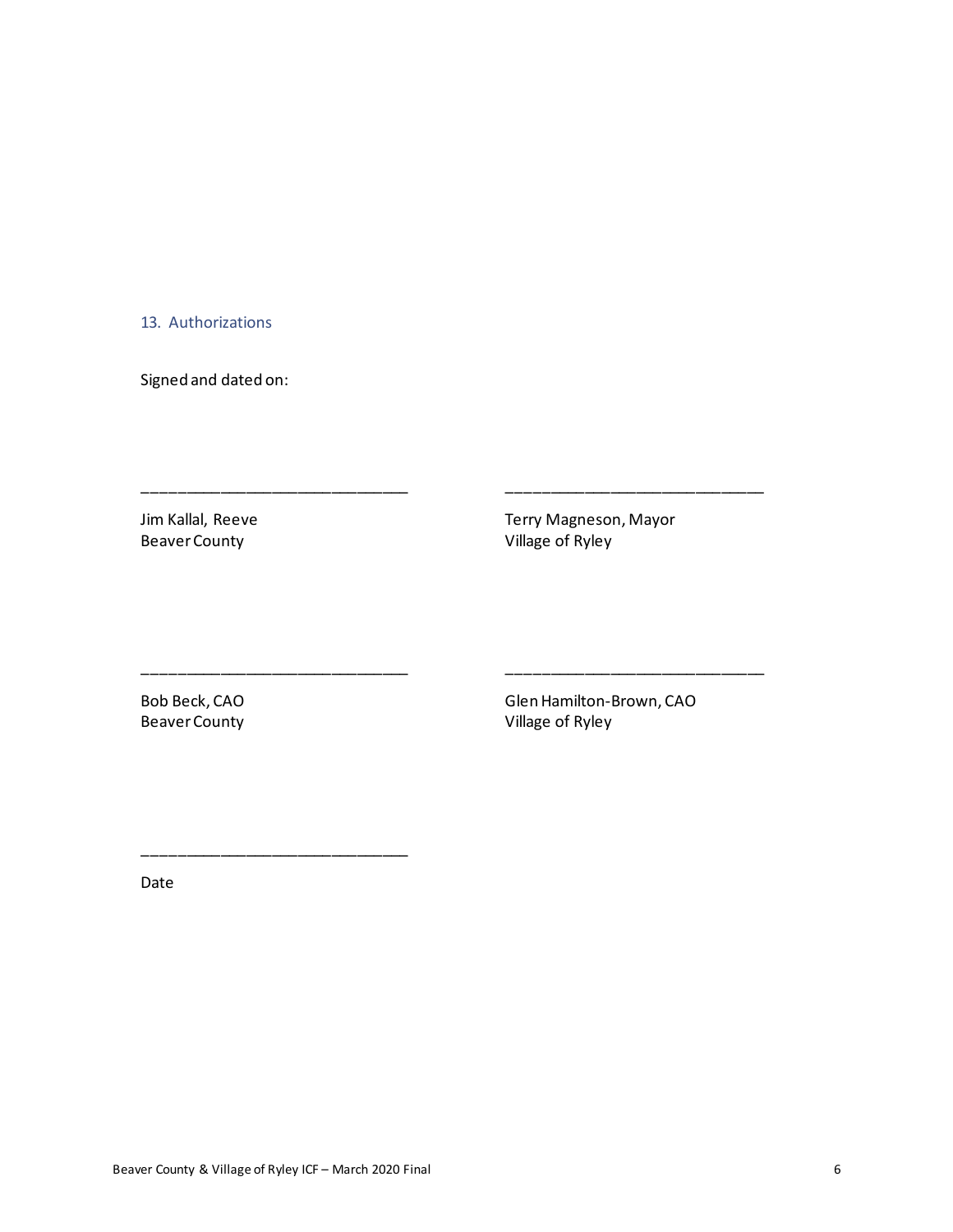## 13. Authorizations

Signed and dated on:

\_\_\_\_\_\_\_\_\_\_\_\_\_\_\_\_\_\_\_\_\_\_\_\_\_\_\_\_\_\_

Jim Kallal, Reeve  
Beaver County

\_\_\_\_\_\_\_\_\_\_\_\_\_\_\_\_\_\_\_\_\_\_\_\_\_\_\_\_\_\_

Terry Magneson, Mayor  
Village of Ryley

\_\_\_\_\_\_\_\_\_\_\_\_\_\_\_\_\_\_\_\_\_\_\_\_\_\_\_\_\_\_

Bob Beck, CAO  
Beaver County

\_\_\_\_\_\_\_\_\_\_\_\_\_\_\_\_\_\_\_\_\_\_\_\_\_\_\_\_\_\_

Glen Hamilton-Brown, CAO  
Village of Ryley

\_\_\_\_\_\_\_\_\_\_\_\_\_\_\_\_\_\_\_\_\_\_\_\_\_\_\_\_\_\_

Date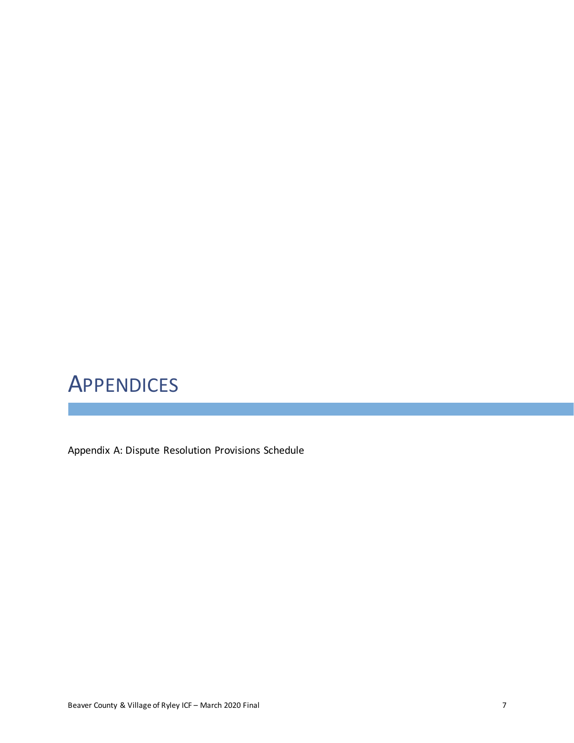# APPENDICES

Appendix A: Dispute Resolution Provisions Schedule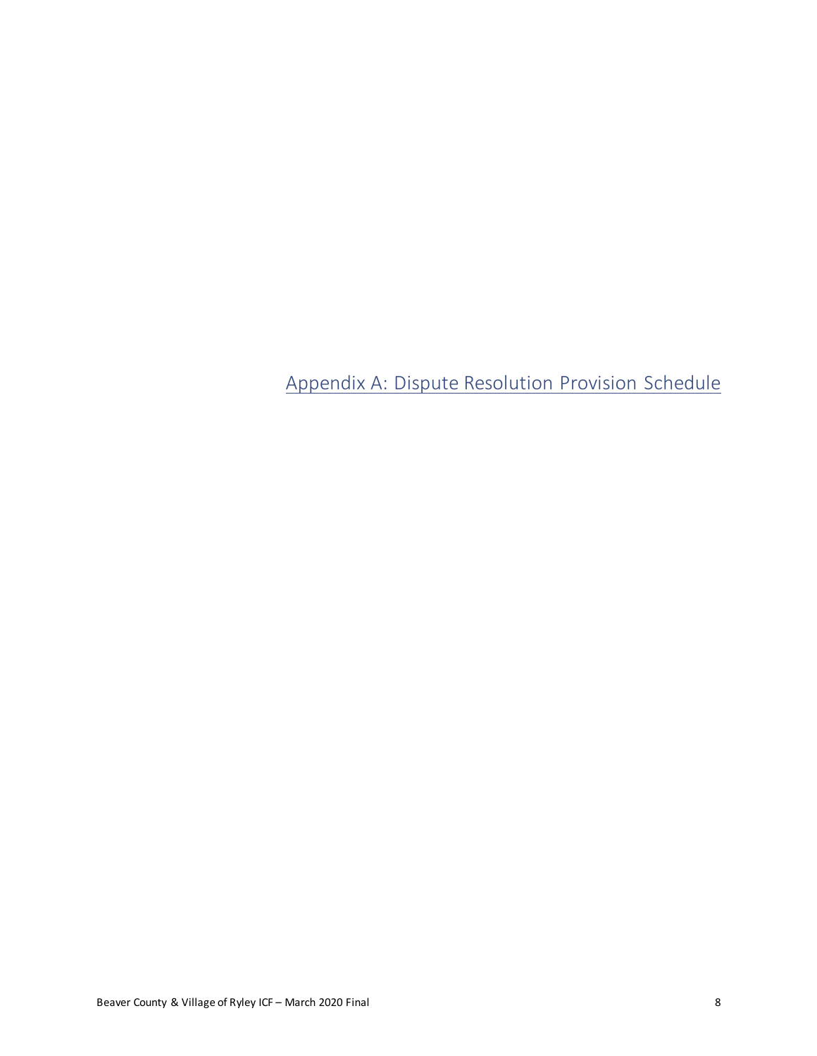# Appendix A: Dispute Resolution Provision Schedule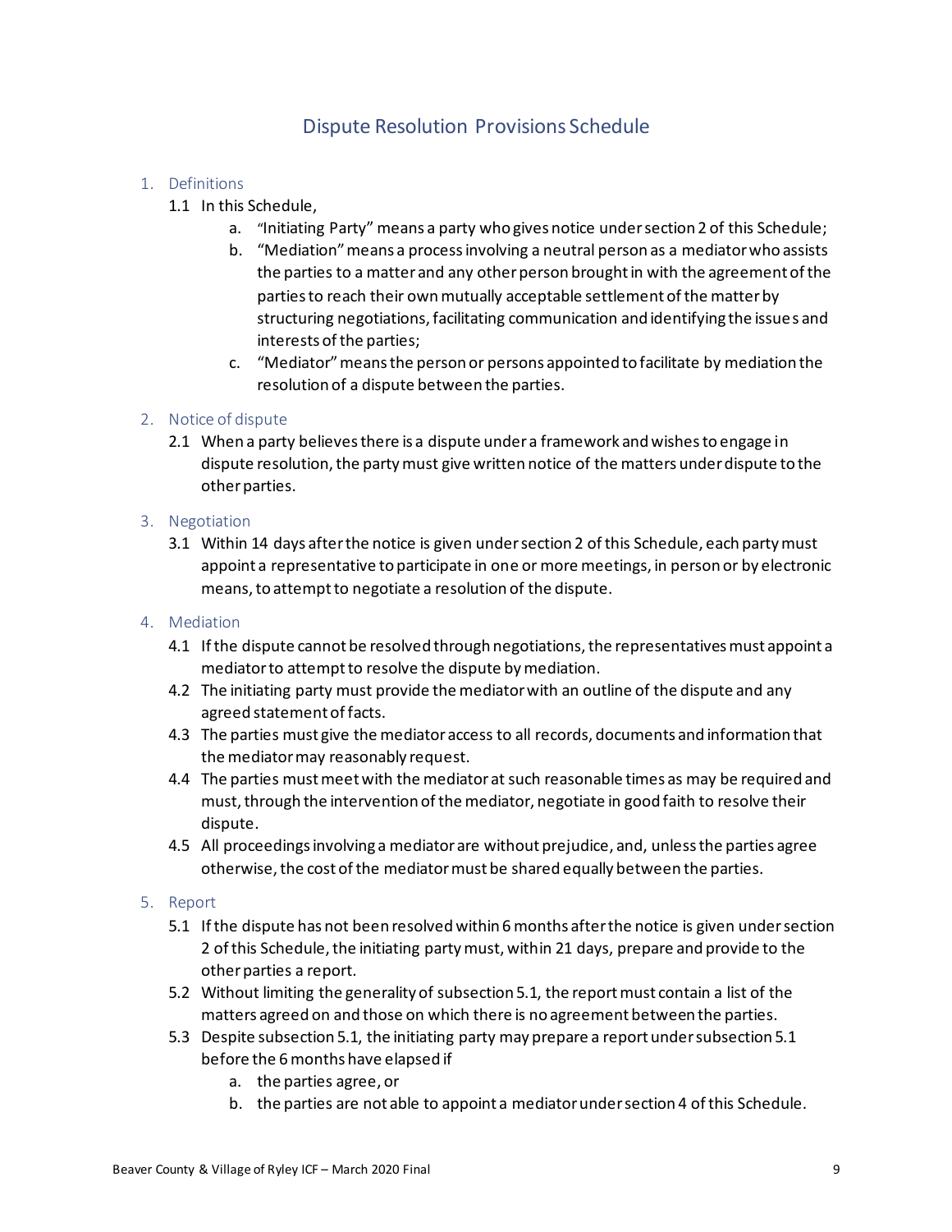# Dispute Resolution Provisions Schedule

## 1. Definitions

1.1 In this Schedule,

a. "Initiating Party" means a party who gives notice under section 2 of this Schedule;

b. "Mediation" means a process involving a neutral person as a mediator who assists the parties to a matter and any other person brought in with the agreement of the parties to reach their own mutually acceptable settlement of the matter by structuring negotiations, facilitating communication and identifying the issues and interests of the parties;

c. "Mediator" means the person or persons appointed to facilitate by mediation the resolution of a dispute between the parties.

## 2. Notice of dispute

2.1 When a party believes there is a dispute under a framework and wishes to engage in dispute resolution, the party must give written notice of the matters under dispute to the other parties.

## 3. Negotiation

3.1 Within 14 days after the notice is given under section 2 of this Schedule, each party must appoint a representative to participate in one or more meetings, in person or by electronic means, to attempt to negotiate a resolution of the dispute.

## 4. Mediation

4.1 If the dispute cannot be resolved through negotiations, the representatives must appoint a mediator to attempt to resolve the dispute by mediation.

4.2 The initiating party must provide the mediator with an outline of the dispute and any agreed statement of facts.

4.3 The parties must give the mediator access to all records, documents and information that the mediator may reasonably request.

4.4 The parties must meet with the mediator at such reasonable times as may be required and must, through the intervention of the mediator, negotiate in good faith to resolve their dispute.

4.5 All proceedings involving a mediator are without prejudice, and, unless the parties agree otherwise, the cost of the mediator must be shared equally between the parties.

## 5. Report

5.1 If the dispute has not been resolved within 6 months after the notice is given under section 2 of this Schedule, the initiating party must, within 21 days, prepare and provide to the other parties a report.

5.2 Without limiting the generality of subsection 5.1, the report must contain a list of the matters agreed on and those on which there is no agreement between the parties.

5.3 Despite subsection 5.1, the initiating party may prepare a report under subsection 5.1 before the 6 months have elapsed if

a. the parties agree, or

b. the parties are not able to appoint a mediator under section 4 of this Schedule.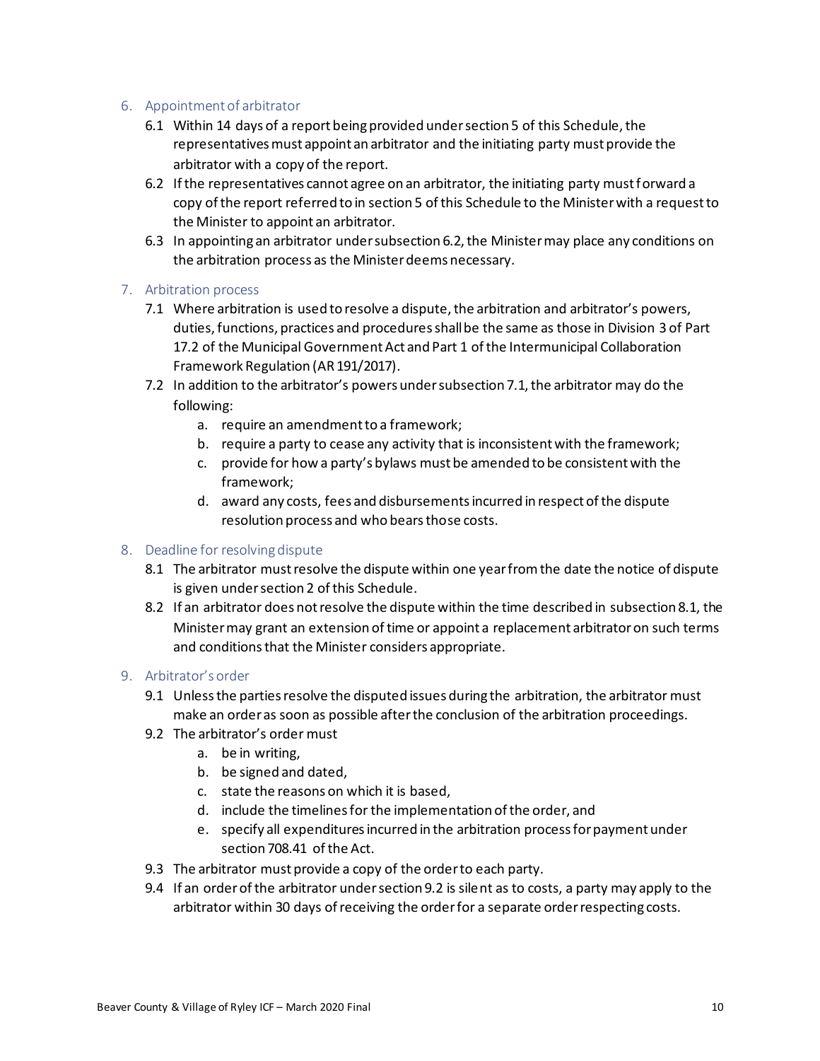## 6. Appointment of arbitrator

6.1 Within 14 days of a report being provided under section 5 of this Schedule, the representatives must appoint an arbitrator and the initiating party must provide the arbitrator with a copy of the report.

6.2 If the representatives cannot agree on an arbitrator, the initiating party must forward a copy of the report referred to in section 5 of this Schedule to the Minister with a request to the Minister to appoint an arbitrator.

6.3 In appointing an arbitrator under subsection 6.2, the Minister may place any conditions on the arbitration process as the Minister deems necessary.

## 7. Arbitration process

7.1 Where arbitration is used to resolve a dispute, the arbitration and arbitrator's powers, duties, functions, practices and procedures shall be the same as those in Division 3 of Part 17.2 of the Municipal Government Act and Part 1 of the Intermunicipal Collaboration Framework Regulation (AR 191/2017).

7.2 In addition to the arbitrator's powers under subsection 7.1, the arbitrator may do the following:

a. require an amendment to a framework;
b. require a party to cease any activity that is inconsistent with the framework;
c. provide for how a party's bylaws must be amended to be consistent with the framework;
d. award any costs, fees and disbursements incurred in respect of the dispute resolution process and who bears those costs.

## 8. Deadline for resolving dispute

8.1 The arbitrator must resolve the dispute within one year from the date the notice of dispute is given under section 2 of this Schedule.

8.2 If an arbitrator does not resolve the dispute within the time described in subsection 8.1, the Minister may grant an extension of time or appoint a replacement arbitrator on such terms and conditions that the Minister considers appropriate.

## 9. Arbitrator's order

9.1 Unless the parties resolve the disputed issues during the arbitration, the arbitrator must make an order as soon as possible after the conclusion of the arbitration proceedings.

9.2 The arbitrator's order must

a. be in writing,
b. be signed and dated,
c. state the reasons on which it is based,
d. include the timelines for the implementation of the order, and
e. specify all expenditures incurred in the arbitration process for payment under section 708.41 of the Act.

9.3 The arbitrator must provide a copy of the order to each party.

9.4 If an order of the arbitrator under section 9.2 is silent as to costs, a party may apply to the arbitrator within 30 days of receiving the order for a separate order respecting costs.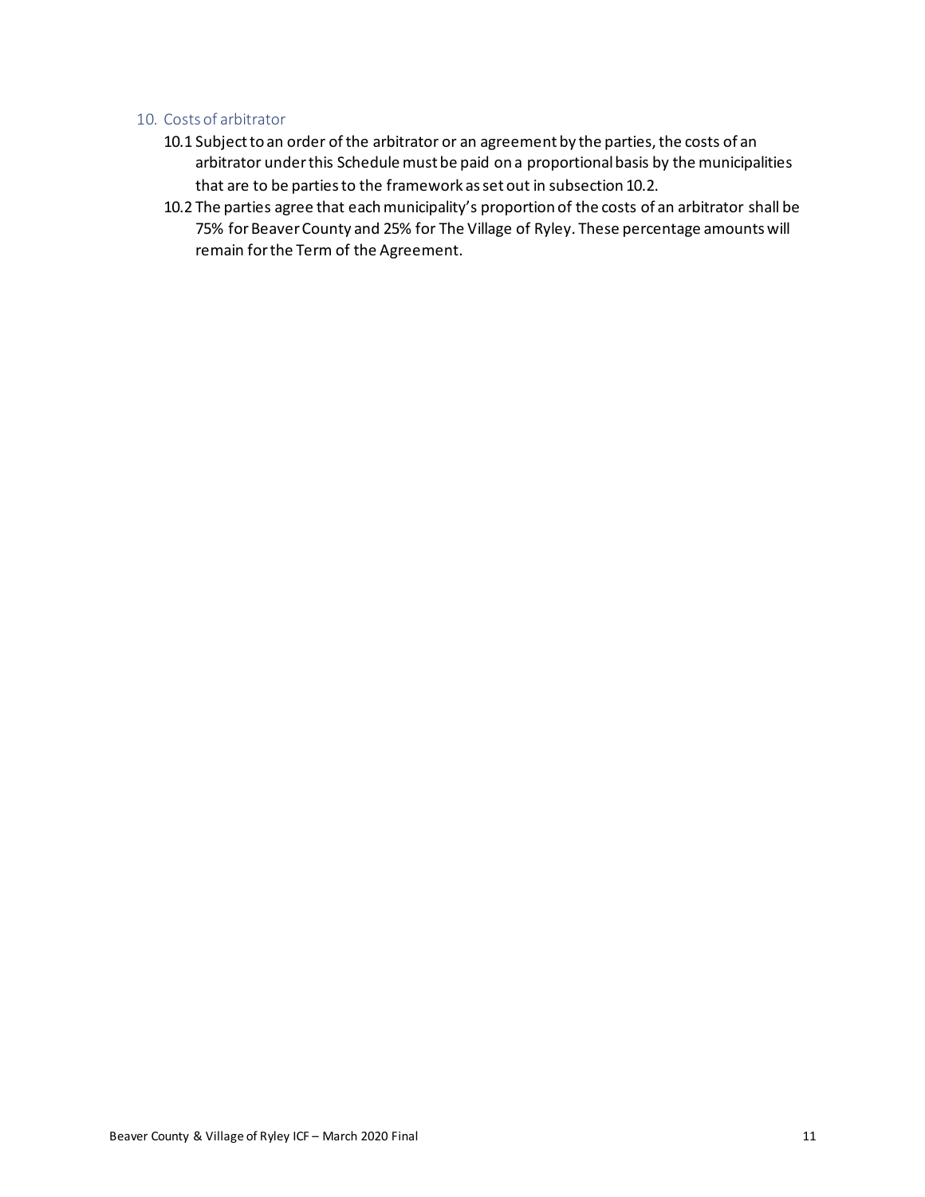## 10. Costs of arbitrator

10.1 Subject to an order of the arbitrator or an agreement by the parties, the costs of an arbitrator under this Schedule must be paid on a proportional basis by the municipalities that are to be parties to the framework as set out in subsection 10.2.

10.2 The parties agree that each municipality's proportion of the costs of an arbitrator shall be 75% for Beaver County and 25% for The Village of Ryley. These percentage amounts will remain for the Term of the Agreement.